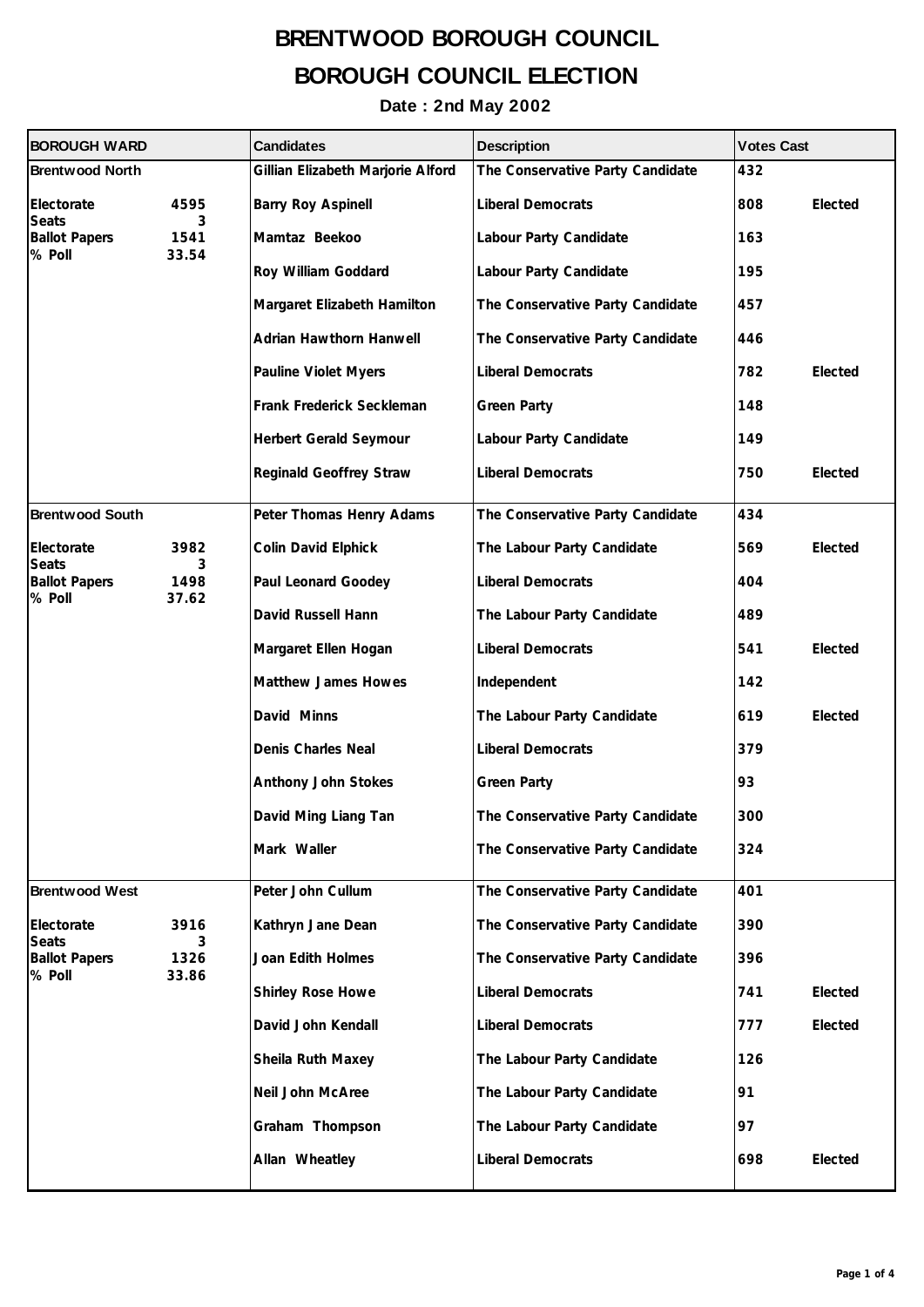# BRENTWOOD BOROUGH COUNCIL

# BOROUGH COUNCIL ELECTION

**Date : 2nd May 2002**

| BOROUGH WARD | | Candidates | Description | Votes Cast | |
|---|---|---|---|---|---|
| Brentwood North | | Gillian Elizabeth Marjorie Alford | The Conservative Party Candidate | 432 | |
| Electorate | 4595 | Barry Roy Aspinell | Liberal Democrats | 808 | Elected |
| Seats | 3 | | | | |
| Ballot Papers | 1541 | Mamtaz Beekoo | Labour Party Candidate | 163 | |
| % Poll | 33.54 | | | | |
| | | Roy William Goddard | Labour Party Candidate | 195 | |
| | | Margaret Elizabeth Hamilton | The Conservative Party Candidate | 457 | |
| | | Adrian Hawthorn Hanwell | The Conservative Party Candidate | 446 | |
| | | Pauline Violet Myers | Liberal Democrats | 782 | Elected |
| | | Frank Frederick Seckleman | Green Party | 148 | |
| | | Herbert Gerald Seymour | Labour Party Candidate | 149 | |
| | | Reginald Geoffrey Straw | Liberal Democrats | 750 | Elected |
| Brentwood South | | Peter Thomas Henry Adams | The Conservative Party Candidate | 434 | |
| Electorate | 3982 | Colin David Elphick | The Labour Party Candidate | 569 | Elected |
| Seats | 3 | | | | |
| Ballot Papers | 1498 | Paul Leonard Goodey | Liberal Democrats | 404 | |
| % Poll | 37.62 | | | | |
| | | David Russell Hann | The Labour Party Candidate | 489 | |
| | | Margaret Ellen Hogan | Liberal Democrats | 541 | Elected |
| | | Matthew James Howes | Independent | 142 | |
| | | David Minns | The Labour Party Candidate | 619 | Elected |
| | | Denis Charles Neal | Liberal Democrats | 379 | |
| | | Anthony John Stokes | Green Party | 93 | |
| | | David Ming Liang Tan | The Conservative Party Candidate | 300 | |
| | | Mark Waller | The Conservative Party Candidate | 324 | |
| Brentwood West | | Peter John Cullum | The Conservative Party Candidate | 401 | |
| Electorate | 3916 | Kathryn Jane Dean | The Conservative Party Candidate | 390 | |
| Seats | 3 | | | | |
| Ballot Papers | 1326 | Joan Edith Holmes | The Conservative Party Candidate | 396 | |
| % Poll | 33.86 | | | | |
| | | Shirley Rose Howe | Liberal Democrats | 741 | Elected |
| | | David John Kendall | Liberal Democrats | 777 | Elected |
| | | Sheila Ruth Maxey | The Labour Party Candidate | 126 | |
| | | Neil John McAree | The Labour Party Candidate | 91 | |
| | | Graham Thompson | The Labour Party Candidate | 97 | |
| | | Allan Wheatley | Liberal Democrats | 698 | Elected |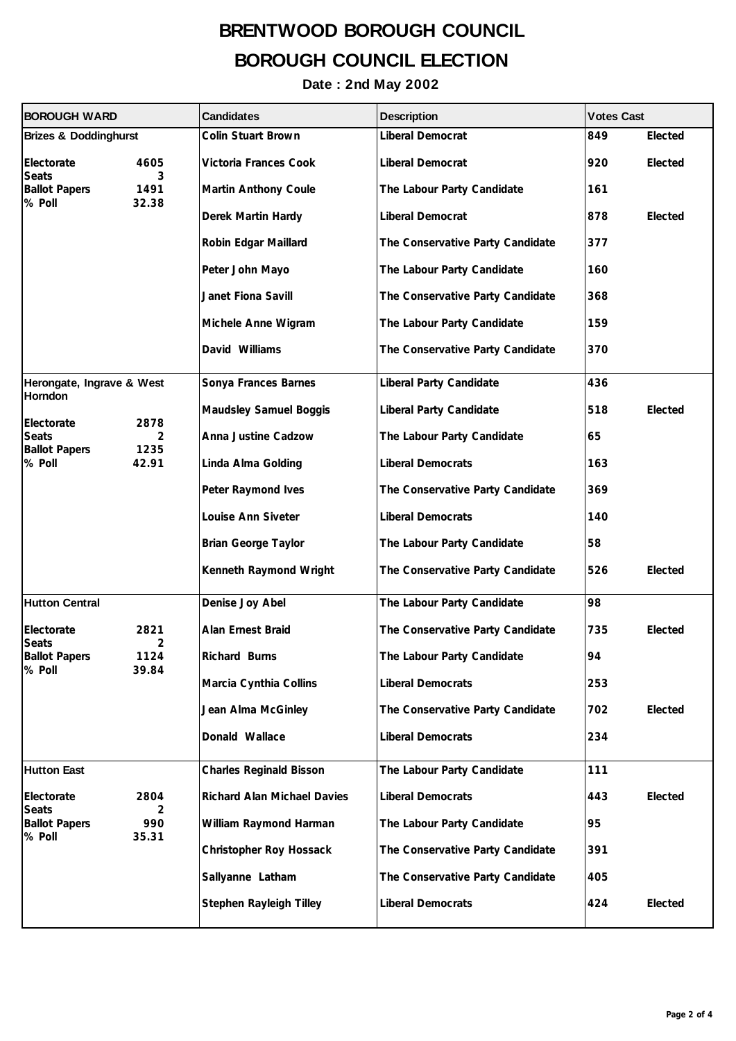# BRENTWOOD BOROUGH COUNCIL

## BOROUGH COUNCIL ELECTION

**Date : 2nd May 2002**

| BOROUGH WARD | | Candidates | Description | Votes Cast | |
|---|---|---|---|---|---|
| **Brizes & Doddinghurst** | | Colin Stuart Brown | Liberal Democrat | 849 | Elected |
| Electorate | 4605 | Victoria Frances Cook | Liberal Democrat | 920 | Elected |
| Seats | 3 | Martin Anthony Coule | The Labour Party Candidate | 161 | |
| Ballot Papers | 1491 | Derek Martin Hardy | Liberal Democrat | 878 | Elected |
| % Poll | 32.38 | Robin Edgar Maillard | The Conservative Party Candidate | 377 | |
| | | Peter John Mayo | The Labour Party Candidate | 160 | |
| | | Janet Fiona Savill | The Conservative Party Candidate | 368 | |
| | | Michele Anne Wigram | The Labour Party Candidate | 159 | |
| | | David Williams | The Conservative Party Candidate | 370 | |
| **Herongate, Ingrave & West Horndon** | | Sonya Frances Barnes | Liberal Party Candidate | 436 | |
| Electorate | 2878 | Maudsley Samuel Boggis | Liberal Party Candidate | 518 | Elected |
| Seats | 2 | Anna Justine Cadzow | The Labour Party Candidate | 65 | |
| Ballot Papers | 1235 | Linda Alma Golding | Liberal Democrats | 163 | |
| % Poll | 42.91 | Peter Raymond Ives | The Conservative Party Candidate | 369 | |
| | | Louise Ann Siveter | Liberal Democrats | 140 | |
| | | Brian George Taylor | The Labour Party Candidate | 58 | |
| | | Kenneth Raymond Wright | The Conservative Party Candidate | 526 | Elected |
| **Hutton Central** | | Denise Joy Abel | The Labour Party Candidate | 98 | |
| Electorate | 2821 | Alan Ernest Braid | The Conservative Party Candidate | 735 | Elected |
| Seats | 2 | Richard Burns | The Labour Party Candidate | 94 | |
| Ballot Papers | 1124 | Marcia Cynthia Collins | Liberal Democrats | 253 | |
| % Poll | 39.84 | Jean Alma McGinley | The Conservative Party Candidate | 702 | Elected |
| | | Donald Wallace | Liberal Democrats | 234 | |
| **Hutton East** | | Charles Reginald Bisson | The Labour Party Candidate | 111 | |
| Electorate | 2804 | Richard Alan Michael Davies | Liberal Democrats | 443 | Elected |
| Seats | 2 | William Raymond Harman | The Labour Party Candidate | 95 | |
| Ballot Papers | 990 | Christopher Roy Hossack | The Conservative Party Candidate | 391 | |
| % Poll | 35.31 | Sallyanne Latham | The Conservative Party Candidate | 405 | |
| | | Stephen Rayleigh Tilley | Liberal Democrats | 424 | Elected |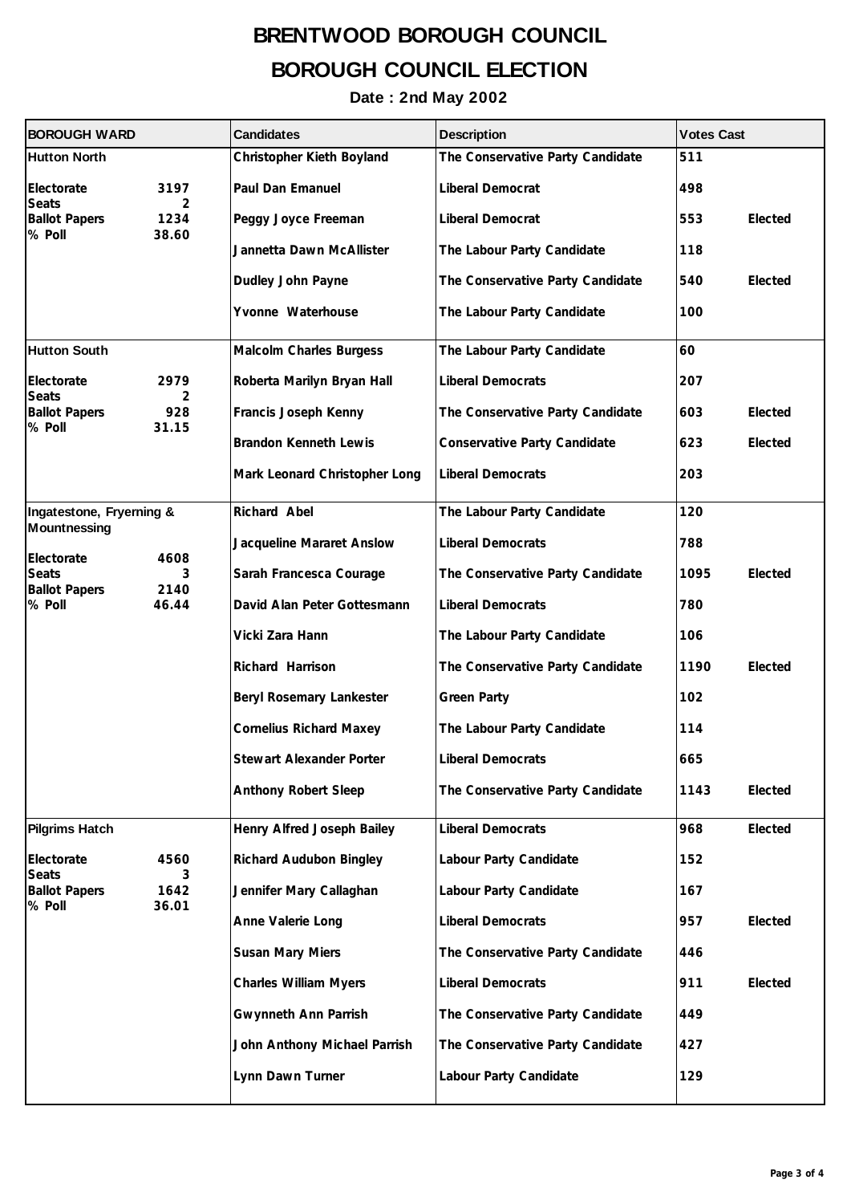# BRENTWOOD BOROUGH COUNCIL

# BOROUGH COUNCIL ELECTION

**Date : 2nd May 2002**

| BOROUGH WARD | | Candidates | Description | Votes Cast | |
|---|---|---|---|---|---|
| **Hutton North** | | Christopher Kieth Boyland | The Conservative Party Candidate | 511 | |
| Electorate | 3197 | Paul Dan Emanuel | Liberal Democrat | 498 | |
| Seats | 2 | Peggy Joyce Freeman | Liberal Democrat | 553 | Elected |
| Ballot Papers | 1234 | Jannetta Dawn McAllister | The Labour Party Candidate | 118 | |
| % Poll | 38.60 | Dudley John Payne | The Conservative Party Candidate | 540 | Elected |
| | | Yvonne Waterhouse | The Labour Party Candidate | 100 | |
| **Hutton South** | | Malcolm Charles Burgess | The Labour Party Candidate | 60 | |
| Electorate | 2979 | Roberta Marilyn Bryan Hall | Liberal Democrats | 207 | |
| Seats | 2 | Francis Joseph Kenny | The Conservative Party Candidate | 603 | Elected |
| Ballot Papers | 928 | Brandon Kenneth Lewis | Conservative Party Candidate | 623 | Elected |
| % Poll | 31.15 | Mark Leonard Christopher Long | Liberal Democrats | 203 | |
| **Ingatestone, Fryerning & Mountnessing** | | Richard Abel | The Labour Party Candidate | 120 | |
| | | Jacqueline Mararet Anslow | Liberal Democrats | 788 | |
| Electorate | 4608 | Sarah Francesca Courage | The Conservative Party Candidate | 1095 | Elected |
| Seats | 3 | David Alan Peter Gottesmann | Liberal Democrats | 780 | |
| Ballot Papers | 2140 | Vicki Zara Hann | The Labour Party Candidate | 106 | |
| % Poll | 46.44 | Richard Harrison | The Conservative Party Candidate | 1190 | Elected |
| | | Beryl Rosemary Lankester | Green Party | 102 | |
| | | Cornelius Richard Maxey | The Labour Party Candidate | 114 | |
| | | Stewart Alexander Porter | Liberal Democrats | 665 | |
| | | Anthony Robert Sleep | The Conservative Party Candidate | 1143 | Elected |
| **Pilgrims Hatch** | | Henry Alfred Joseph Bailey | Liberal Democrats | 968 | Elected |
| Electorate | 4560 | Richard Audubon Bingley | Labour Party Candidate | 152 | |
| Seats | 3 | Jennifer Mary Callaghan | Labour Party Candidate | 167 | |
| Ballot Papers | 1642 | Anne Valerie Long | Liberal Democrats | 957 | Elected |
| % Poll | 36.01 | Susan Mary Miers | The Conservative Party Candidate | 446 | |
| | | Charles William Myers | Liberal Democrats | 911 | Elected |
| | | Gwynneth Ann Parrish | The Conservative Party Candidate | 449 | |
| | | John Anthony Michael Parrish | The Conservative Party Candidate | 427 | |
| | | Lynn Dawn Turner | Labour Party Candidate | 129 | |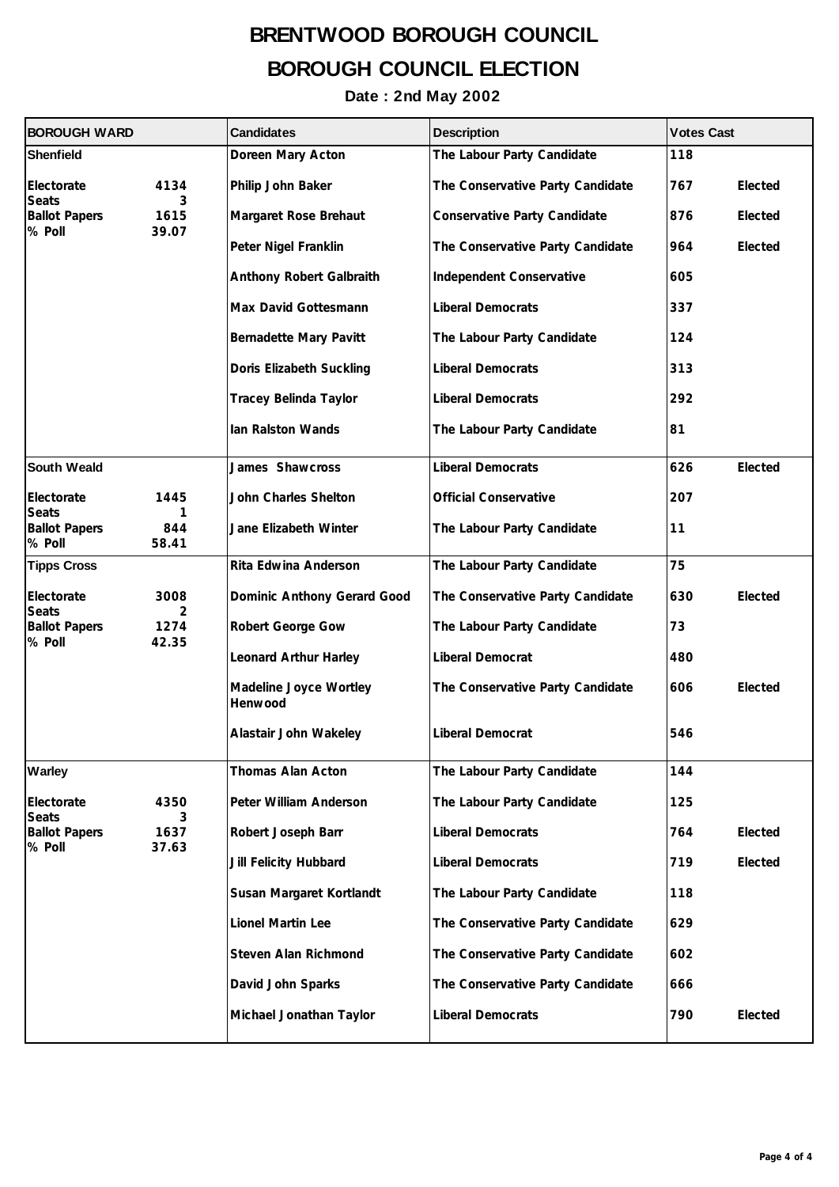# BRENTWOOD BOROUGH COUNCIL

# BOROUGH COUNCIL ELECTION

**Date : 2nd May 2002**

| BOROUGH WARD | | Candidates | Description | Votes Cast | |
|---|---|---|---|---|---|
| **Shenfield** | | Doreen Mary Acton | The Labour Party Candidate | 118 | |
| Electorate | 4134 | Philip John Baker | The Conservative Party Candidate | 767 | Elected |
| Seats | 3 | Margaret Rose Brehaut | Conservative Party Candidate | 876 | Elected |
| Ballot Papers | 1615 | Peter Nigel Franklin | The Conservative Party Candidate | 964 | Elected |
| % Poll | 39.07 | Anthony Robert Galbraith | Independent Conservative | 605 | |
| | | Max David Gottesmann | Liberal Democrats | 337 | |
| | | Bernadette Mary Pavitt | The Labour Party Candidate | 124 | |
| | | Doris Elizabeth Suckling | Liberal Democrats | 313 | |
| | | Tracey Belinda Taylor | Liberal Democrats | 292 | |
| | | Ian Ralston Wands | The Labour Party Candidate | 81 | |
| **South Weald** | | James Shawcross | Liberal Democrats | 626 | Elected |
| Electorate | 1445 | John Charles Shelton | Official Conservative | 207 | |
| Seats | 1 | Jane Elizabeth Winter | The Labour Party Candidate | 11 | |
| Ballot Papers | 844 | | | | |
| % Poll | 58.41 | | | | |
| **Tipps Cross** | | Rita Edwina Anderson | The Labour Party Candidate | 75 | |
| Electorate | 3008 | Dominic Anthony Gerard Good | The Conservative Party Candidate | 630 | Elected |
| Seats | 2 | Robert George Gow | The Labour Party Candidate | 73 | |
| Ballot Papers | 1274 | Leonard Arthur Harley | Liberal Democrat | 480 | |
| % Poll | 42.35 | Madeline Joyce Wortley Henwood | The Conservative Party Candidate | 606 | Elected |
| | | Alastair John Wakeley | Liberal Democrat | 546 | |
| **Warley** | | Thomas Alan Acton | The Labour Party Candidate | 144 | |
| Electorate | 4350 | Peter William Anderson | The Labour Party Candidate | 125 | |
| Seats | 3 | Robert Joseph Barr | Liberal Democrats | 764 | Elected |
| Ballot Papers | 1637 | Jill Felicity Hubbard | Liberal Democrats | 719 | Elected |
| % Poll | 37.63 | Susan Margaret Kortlandt | The Labour Party Candidate | 118 | |
| | | Lionel Martin Lee | The Conservative Party Candidate | 629 | |
| | | Steven Alan Richmond | The Conservative Party Candidate | 602 | |
| | | David John Sparks | The Conservative Party Candidate | 666 | |
| | | Michael Jonathan Taylor | Liberal Democrats | 790 | Elected |